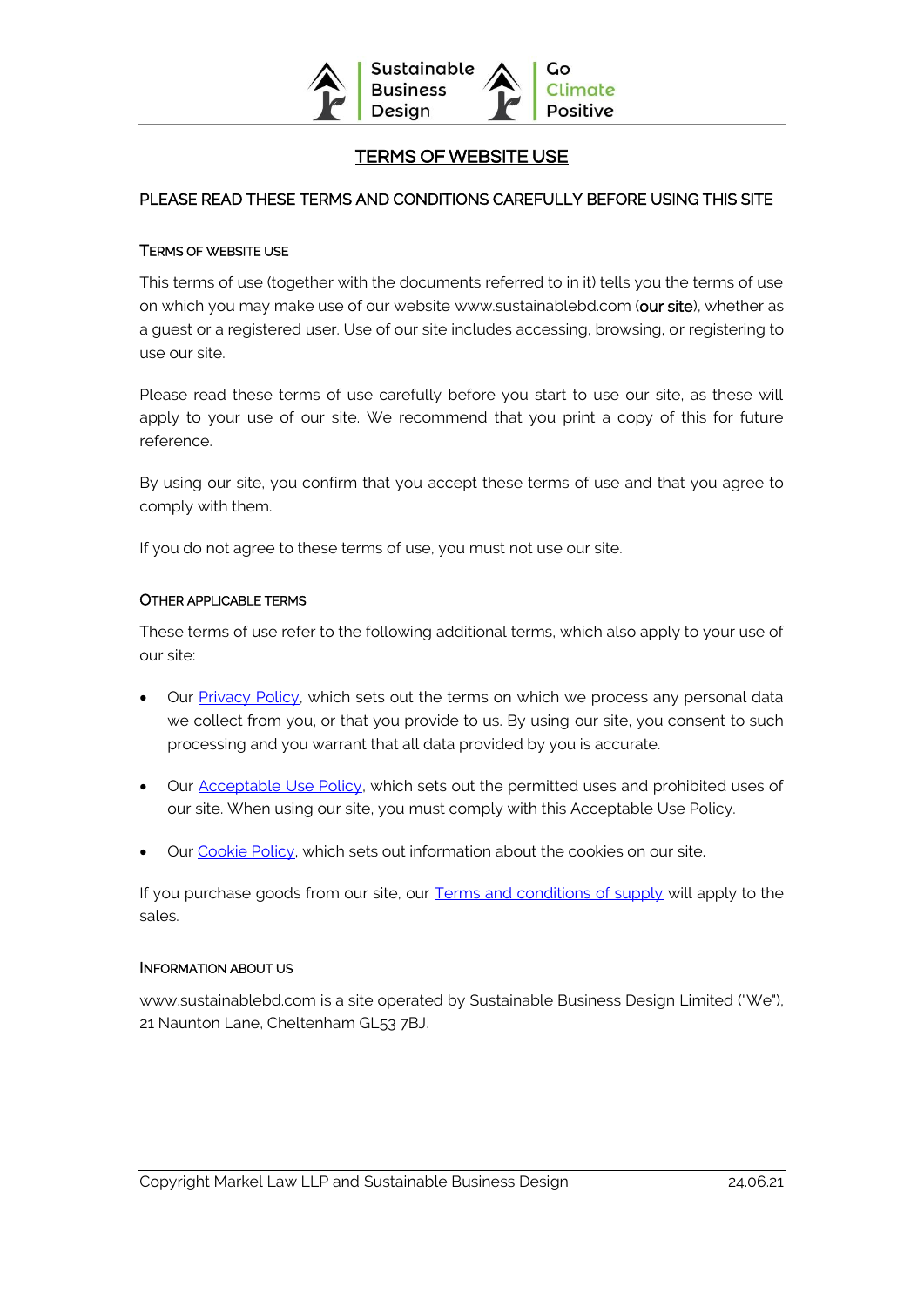# TERMS OF WEBSITE USE

PLEASE READ THESE TERMS AND CONDITIONS CAREFULLY BEFORE USING THIS SITE

## TERMS OF WEBSITE USE

This terms of use (together with the documents referred to in it) tells you the terms of use on which you may make use of our website www.sustainablebd.com (**our site**), whether as a guest or a registered user. Use of our site includes accessing, browsing, or registering to use our site.

Please read these terms of use carefully before you start to use our site, as these will apply to your use of our site. We recommend that you print a copy of this for future reference.

By using our site, you confirm that you accept these terms of use and that you agree to comply with them.

If you do not agree to these terms of use, you must not use our site.

## OTHER APPLICABLE TERMS

These terms of use refer to the following additional terms, which also apply to your use of our site:

- Our Privacy Policy, which sets out the terms on which we process any personal data we collect from you, or that you provide to us. By using our site, you consent to such processing and you warrant that all data provided by you is accurate.
- Our Acceptable Use Policy, which sets out the permitted uses and prohibited uses of our site. When using our site, you must comply with this Acceptable Use Policy.
- Our Cookie Policy, which sets out information about the cookies on our site.

If you purchase goods from our site, our Terms and conditions of supply will apply to the sales.

## INFORMATION ABOUT US

www.sustainablebd.com is a site operated by Sustainable Business Design Limited ("We"), 21 Naunton Lane, Cheltenham GL53 7BJ.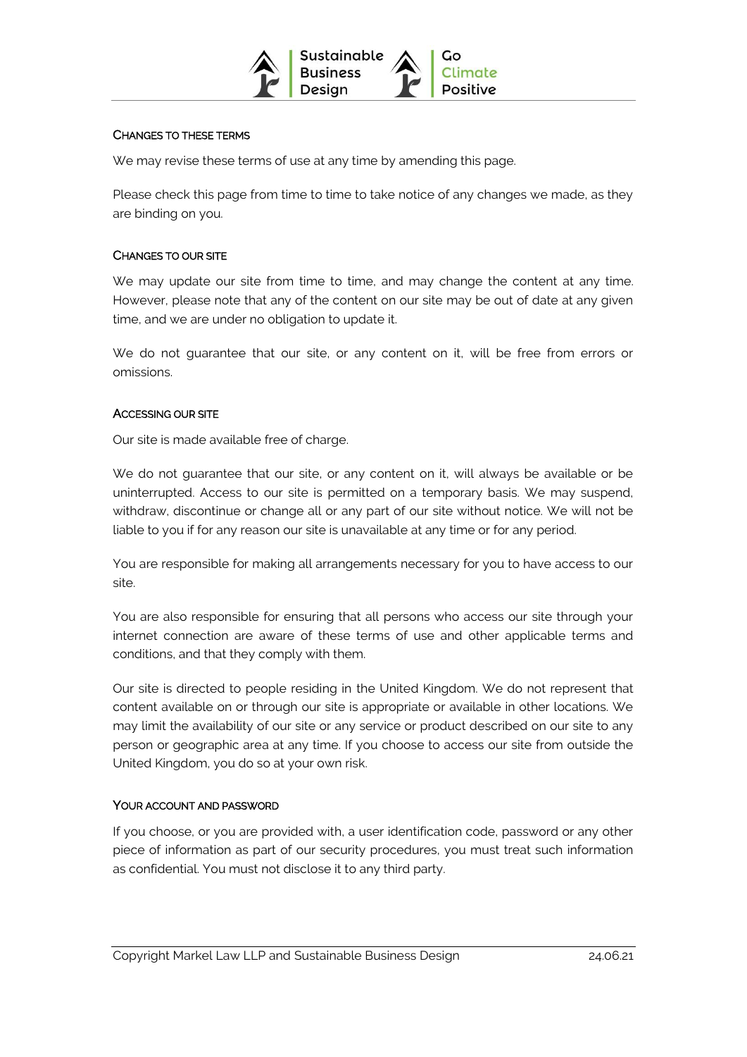## Changes to these terms

We may revise these terms of use at any time by amending this page.

Please check this page from time to time to take notice of any changes we made, as they are binding on you.

## Changes to our site

We may update our site from time to time, and may change the content at any time. However, please note that any of the content on our site may be out of date at any given time, and we are under no obligation to update it.

We do not guarantee that our site, or any content on it, will be free from errors or omissions.

## Accessing our site

Our site is made available free of charge.

We do not guarantee that our site, or any content on it, will always be available or be uninterrupted. Access to our site is permitted on a temporary basis. We may suspend, withdraw, discontinue or change all or any part of our site without notice. We will not be liable to you if for any reason our site is unavailable at any time or for any period.

You are responsible for making all arrangements necessary for you to have access to our site.

You are also responsible for ensuring that all persons who access our site through your internet connection are aware of these terms of use and other applicable terms and conditions, and that they comply with them.

Our site is directed to people residing in the United Kingdom. We do not represent that content available on or through our site is appropriate or available in other locations. We may limit the availability of our site or any service or product described on our site to any person or geographic area at any time. If you choose to access our site from outside the United Kingdom, you do so at your own risk.

## Your account and password

If you choose, or you are provided with, a user identification code, password or any other piece of information as part of our security procedures, you must treat such information as confidential. You must not disclose it to any third party.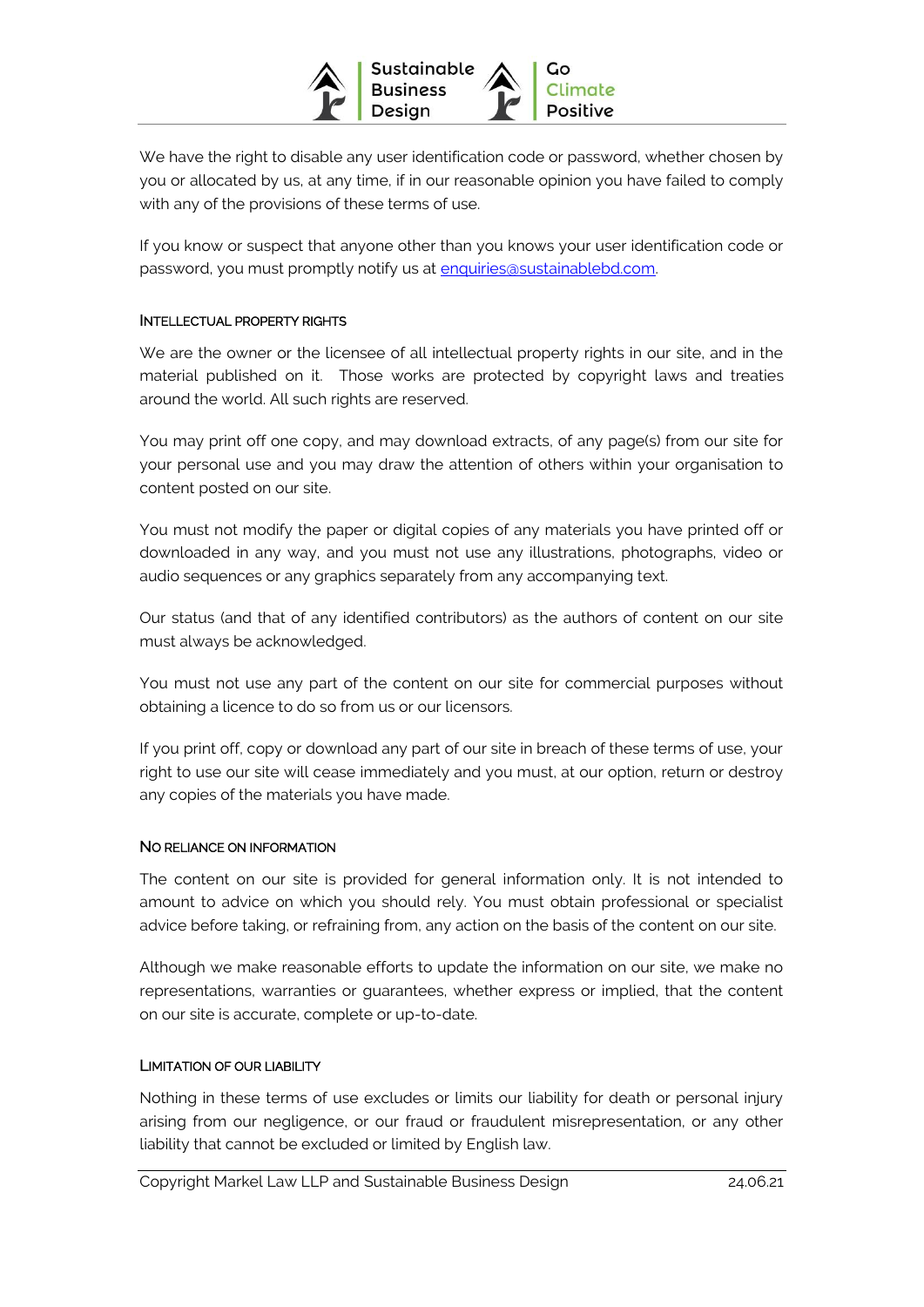We have the right to disable any user identification code or password, whether chosen by you or allocated by us, at any time, if in our reasonable opinion you have failed to comply with any of the provisions of these terms of use.

If you know or suspect that anyone other than you knows your user identification code or password, you must promptly notify us at enquiries@sustainablebd.com.

### INTELLECTUAL PROPERTY RIGHTS

We are the owner or the licensee of all intellectual property rights in our site, and in the material published on it. Those works are protected by copyright laws and treaties around the world. All such rights are reserved.

You may print off one copy, and may download extracts, of any page(s) from our site for your personal use and you may draw the attention of others within your organisation to content posted on our site.

You must not modify the paper or digital copies of any materials you have printed off or downloaded in any way, and you must not use any illustrations, photographs, video or audio sequences or any graphics separately from any accompanying text.

Our status (and that of any identified contributors) as the authors of content on our site must always be acknowledged.

You must not use any part of the content on our site for commercial purposes without obtaining a licence to do so from us or our licensors.

If you print off, copy or download any part of our site in breach of these terms of use, your right to use our site will cease immediately and you must, at our option, return or destroy any copies of the materials you have made.

### NO RELIANCE ON INFORMATION

The content on our site is provided for general information only. It is not intended to amount to advice on which you should rely. You must obtain professional or specialist advice before taking, or refraining from, any action on the basis of the content on our site.

Although we make reasonable efforts to update the information on our site, we make no representations, warranties or guarantees, whether express or implied, that the content on our site is accurate, complete or up-to-date.

### LIMITATION OF OUR LIABILITY

Nothing in these terms of use excludes or limits our liability for death or personal injury arising from our negligence, or our fraud or fraudulent misrepresentation, or any other liability that cannot be excluded or limited by English law.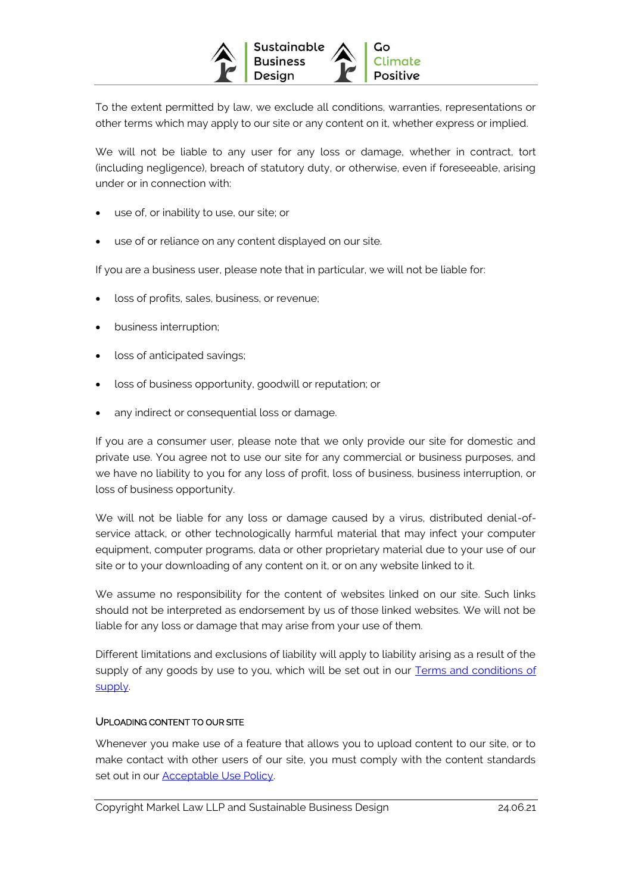To the extent permitted by law, we exclude all conditions, warranties, representations or other terms which may apply to our site or any content on it, whether express or implied.

We will not be liable to any user for any loss or damage, whether in contract, tort (including negligence), breach of statutory duty, or otherwise, even if foreseeable, arising under or in connection with:

- use of, or inability to use, our site; or
- use of or reliance on any content displayed on our site.

If you are a business user, please note that in particular, we will not be liable for:

- loss of profits, sales, business, or revenue;
- business interruption;
- loss of anticipated savings;
- loss of business opportunity, goodwill or reputation; or
- any indirect or consequential loss or damage.

If you are a consumer user, please note that we only provide our site for domestic and private use. You agree not to use our site for any commercial or business purposes, and we have no liability to you for any loss of profit, loss of business, business interruption, or loss of business opportunity.

We will not be liable for any loss or damage caused by a virus, distributed denial-of-service attack, or other technologically harmful material that may infect your computer equipment, computer programs, data or other proprietary material due to your use of our site or to your downloading of any content on it, or on any website linked to it.

We assume no responsibility for the content of websites linked on our site. Such links should not be interpreted as endorsement by us of those linked websites. We will not be liable for any loss or damage that may arise from your use of them.

Different limitations and exclusions of liability will apply to liability arising as a result of the supply of any goods by use to you, which will be set out in our [Terms and conditions of supply](#).

### Uploading content to our site

Whenever you make use of a feature that allows you to upload content to our site, or to make contact with other users of our site, you must comply with the content standards set out in our [Acceptable Use Policy](#).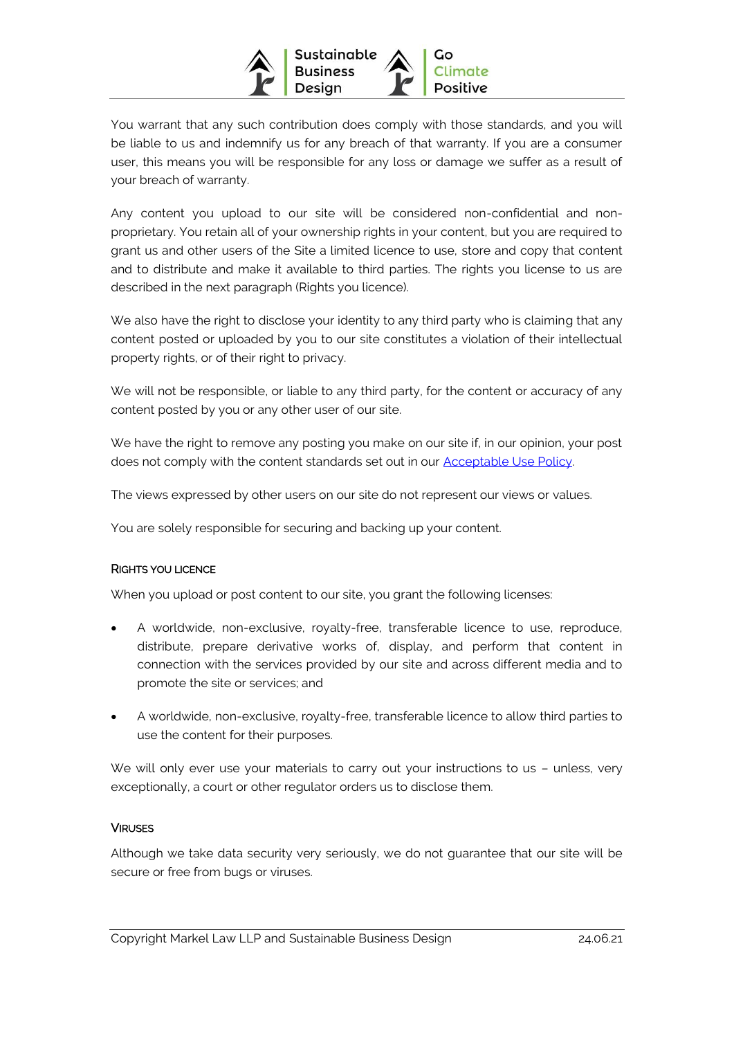You warrant that any such contribution does comply with those standards, and you will be liable to us and indemnify us for any breach of that warranty. If you are a consumer user, this means you will be responsible for any loss or damage we suffer as a result of your breach of warranty.

Any content you upload to our site will be considered non-confidential and non-proprietary. You retain all of your ownership rights in your content, but you are required to grant us and other users of the Site a limited licence to use, store and copy that content and to distribute and make it available to third parties. The rights you license to us are described in the next paragraph (Rights you licence).

We also have the right to disclose your identity to any third party who is claiming that any content posted or uploaded by you to our site constitutes a violation of their intellectual property rights, or of their right to privacy.

We will not be responsible, or liable to any third party, for the content or accuracy of any content posted by you or any other user of our site.

We have the right to remove any posting you make on our site if, in our opinion, your post does not comply with the content standards set out in our [Acceptable Use Policy](#).

The views expressed by other users on our site do not represent our views or values.

You are solely responsible for securing and backing up your content.

### Rights you licence

When you upload or post content to our site, you grant the following licenses:

- A worldwide, non-exclusive, royalty-free, transferable licence to use, reproduce, distribute, prepare derivative works of, display, and perform that content in connection with the services provided by our site and across different media and to promote the site or services; and
- A worldwide, non-exclusive, royalty-free, transferable licence to allow third parties to use the content for their purposes.

We will only ever use your materials to carry out your instructions to us – unless, very exceptionally, a court or other regulator orders us to disclose them.

### Viruses

Although we take data security very seriously, we do not guarantee that our site will be secure or free from bugs or viruses.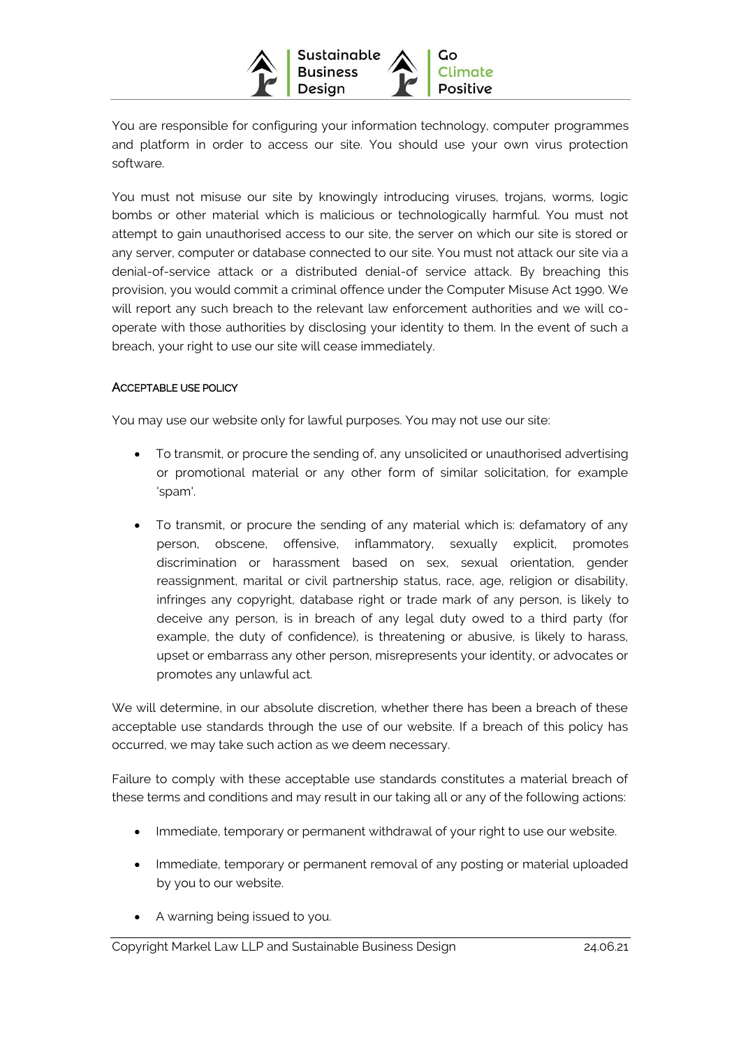You are responsible for configuring your information technology, computer programmes and platform in order to access our site. You should use your own virus protection software.

You must not misuse our site by knowingly introducing viruses, trojans, worms, logic bombs or other material which is malicious or technologically harmful. You must not attempt to gain unauthorised access to our site, the server on which our site is stored or any server, computer or database connected to our site. You must not attack our site via a denial-of-service attack or a distributed denial-of service attack. By breaching this provision, you would commit a criminal offence under the Computer Misuse Act 1990. We will report any such breach to the relevant law enforcement authorities and we will co-operate with those authorities by disclosing your identity to them. In the event of such a breach, your right to use our site will cease immediately.

### ACCEPTABLE USE POLICY

You may use our website only for lawful purposes. You may not use our site:

- To transmit, or procure the sending of, any unsolicited or unauthorised advertising or promotional material or any other form of similar solicitation, for example 'spam'.
- To transmit, or procure the sending of any material which is: defamatory of any person, obscene, offensive, inflammatory, sexually explicit, promotes discrimination or harassment based on sex, sexual orientation, gender reassignment, marital or civil partnership status, race, age, religion or disability, infringes any copyright, database right or trade mark of any person, is likely to deceive any person, is in breach of any legal duty owed to a third party (for example, the duty of confidence), is threatening or abusive, is likely to harass, upset or embarrass any other person, misrepresents your identity, or advocates or promotes any unlawful act.

We will determine, in our absolute discretion, whether there has been a breach of these acceptable use standards through the use of our website. If a breach of this policy has occurred, we may take such action as we deem necessary.

Failure to comply with these acceptable use standards constitutes a material breach of these terms and conditions and may result in our taking all or any of the following actions:

- Immediate, temporary or permanent withdrawal of your right to use our website.
- Immediate, temporary or permanent removal of any posting or material uploaded by you to our website.
- A warning being issued to you.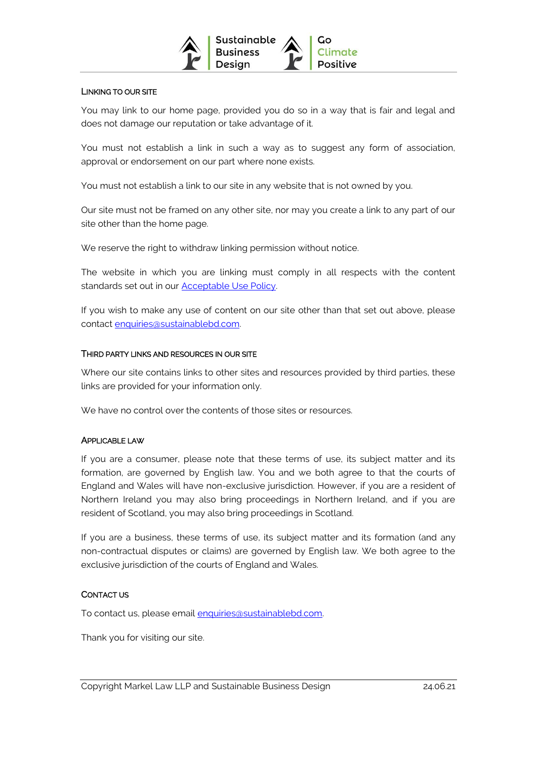## LINKING TO OUR SITE

You may link to our home page, provided you do so in a way that is fair and legal and does not damage our reputation or take advantage of it.

You must not establish a link in such a way as to suggest any form of association, approval or endorsement on our part where none exists.

You must not establish a link to our site in any website that is not owned by you.

Our site must not be framed on any other site, nor may you create a link to any part of our site other than the home page.

We reserve the right to withdraw linking permission without notice.

The website in which you are linking must comply in all respects with the content standards set out in our Acceptable Use Policy.

If you wish to make any use of content on our site other than that set out above, please contact enquiries@sustainablebd.com.

## THIRD PARTY LINKS AND RESOURCES IN OUR SITE

Where our site contains links to other sites and resources provided by third parties, these links are provided for your information only.

We have no control over the contents of those sites or resources.

## APPLICABLE LAW

If you are a consumer, please note that these terms of use, its subject matter and its formation, are governed by English law. You and we both agree to that the courts of England and Wales will have non-exclusive jurisdiction. However, if you are a resident of Northern Ireland you may also bring proceedings in Northern Ireland, and if you are resident of Scotland, you may also bring proceedings in Scotland.

If you are a business, these terms of use, its subject matter and its formation (and any non-contractual disputes or claims) are governed by English law. We both agree to the exclusive jurisdiction of the courts of England and Wales.

## CONTACT US

To contact us, please email enquiries@sustainablebd.com.

Thank you for visiting our site.